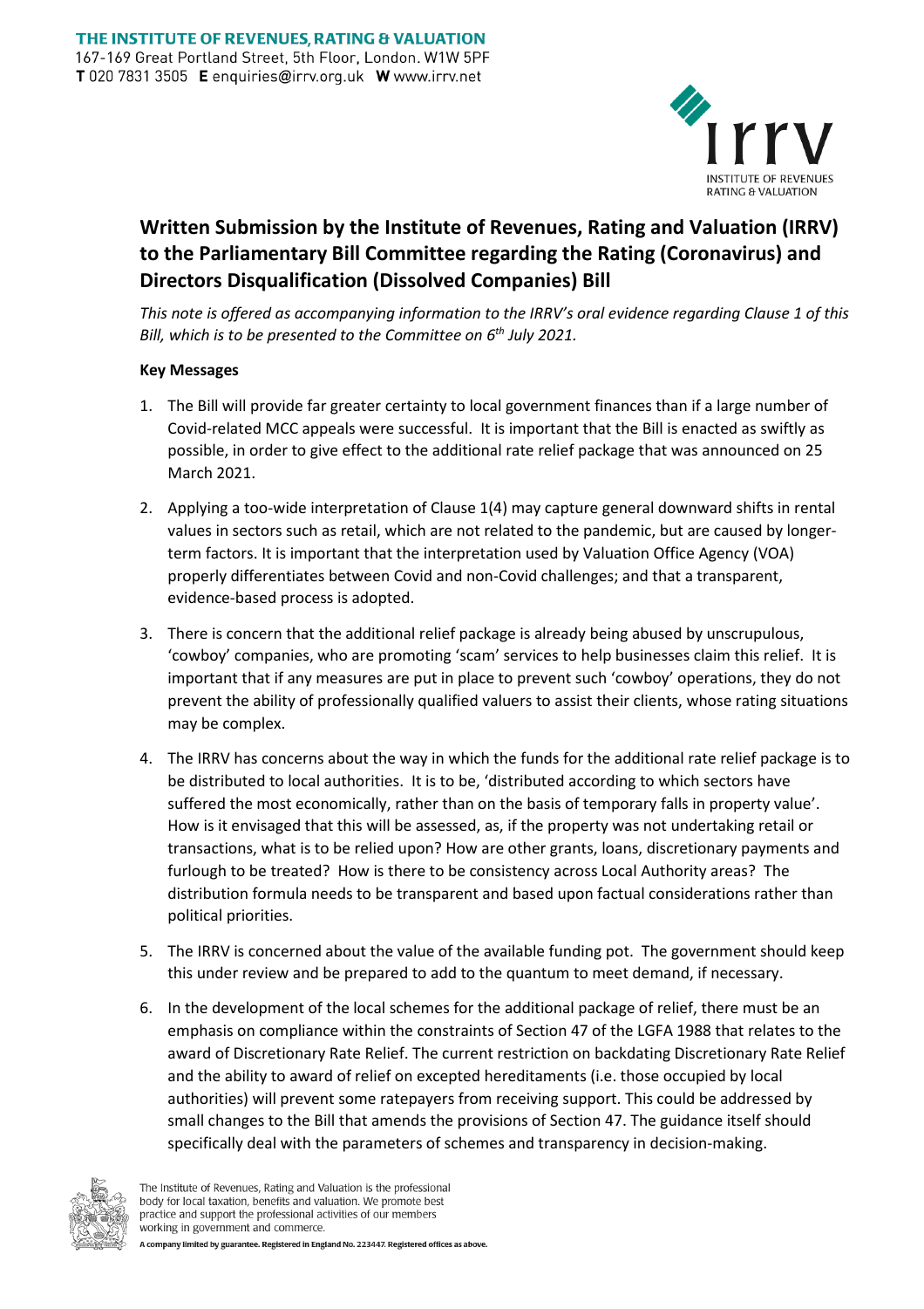**THE INSTITUTE OF REVENUES, RATING & VALUATION**
167-169 Great Portland Street, 5th Floor, London. W1W 5PF
**T** 020 7831 3505 **E** enquiries@irrv.org.uk **W** www.irrv.net

# Written Submission by the Institute of Revenues, Rating and Valuation (IRRV) to the Parliamentary Bill Committee regarding the Rating (Coronavirus) and Directors Disqualification (Dissolved Companies) Bill

*This note is offered as accompanying information to the IRRV's oral evidence regarding Clause 1 of this Bill, which is to be presented to the Committee on 6th July 2021.*

**Key Messages**

1. The Bill will provide far greater certainty to local government finances than if a large number of Covid-related MCC appeals were successful. It is important that the Bill is enacted as swiftly as possible, in order to give effect to the additional rate relief package that was announced on 25 March 2021.
2. Applying a too-wide interpretation of Clause 1(4) may capture general downward shifts in rental values in sectors such as retail, which are not related to the pandemic, but are caused by longer-term factors. It is important that the interpretation used by Valuation Office Agency (VOA) properly differentiates between Covid and non-Covid challenges; and that a transparent, evidence-based process is adopted.
3. There is concern that the additional relief package is already being abused by unscrupulous, 'cowboy' companies, who are promoting 'scam' services to help businesses claim this relief. It is important that if any measures are put in place to prevent such 'cowboy' operations, they do not prevent the ability of professionally qualified valuers to assist their clients, whose rating situations may be complex.
4. The IRRV has concerns about the way in which the funds for the additional rate relief package is to be distributed to local authorities. It is to be, 'distributed according to which sectors have suffered the most economically, rather than on the basis of temporary falls in property value'. How is it envisaged that this will be assessed, as, if the property was not undertaking retail or transactions, what is to be relied upon? How are other grants, loans, discretionary payments and furlough to be treated? How is there to be consistency across Local Authority areas? The distribution formula needs to be transparent and based upon factual considerations rather than political priorities.
5. The IRRV is concerned about the value of the available funding pot. The government should keep this under review and be prepared to add to the quantum to meet demand, if necessary.
6. In the development of the local schemes for the additional package of relief, there must be an emphasis on compliance within the constraints of Section 47 of the LGFA 1988 that relates to the award of Discretionary Rate Relief. The current restriction on backdating Discretionary Rate Relief and the ability to award of relief on excepted hereditaments (i.e. those occupied by local authorities) will prevent some ratepayers from receiving support. This could be addressed by small changes to the Bill that amends the provisions of Section 47. The guidance itself should specifically deal with the parameters of schemes and transparency in decision-making.

The Institute of Revenues, Rating and Valuation is the professional body for local taxation, benefits and valuation. We promote best practice and support the professional activities of our members working in government and commerce.

**A company limited by guarantee. Registered in England No. 223447. Registered offices as above.**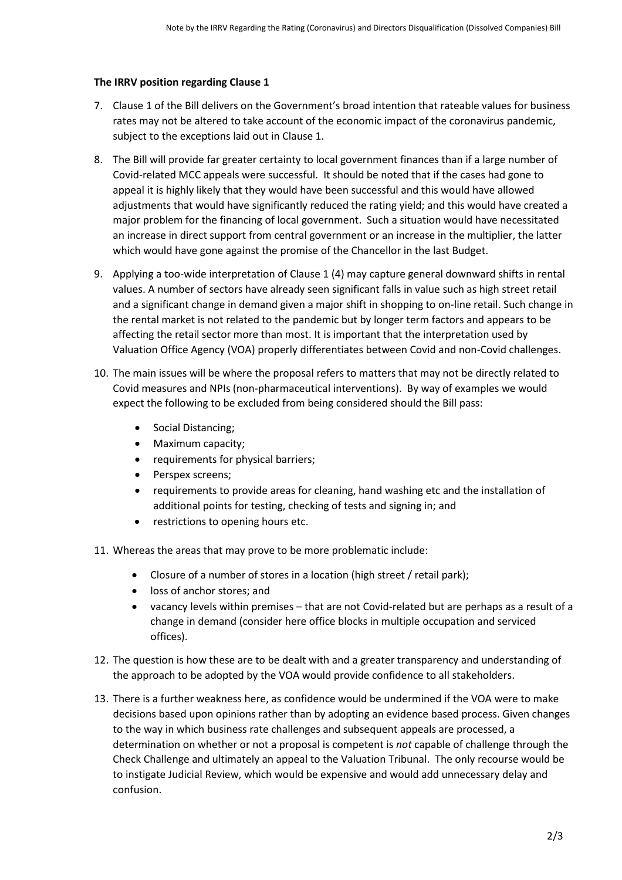**The IRRV position regarding Clause 1**

7. Clause 1 of the Bill delivers on the Government's broad intention that rateable values for business rates may not be altered to take account of the economic impact of the coronavirus pandemic, subject to the exceptions laid out in Clause 1.

8. The Bill will provide far greater certainty to local government finances than if a large number of Covid-related MCC appeals were successful. It should be noted that if the cases had gone to appeal it is highly likely that they would have been successful and this would have allowed adjustments that would have significantly reduced the rating yield; and this would have created a major problem for the financing of local government. Such a situation would have necessitated an increase in direct support from central government or an increase in the multiplier, the latter which would have gone against the promise of the Chancellor in the last Budget.

9. Applying a too-wide interpretation of Clause 1 (4) may capture general downward shifts in rental values. A number of sectors have already seen significant falls in value such as high street retail and a significant change in demand given a major shift in shopping to on-line retail. Such change in the rental market is not related to the pandemic but by longer term factors and appears to be affecting the retail sector more than most. It is important that the interpretation used by Valuation Office Agency (VOA) properly differentiates between Covid and non-Covid challenges.

10. The main issues will be where the proposal refers to matters that may not be directly related to Covid measures and NPIs (non-pharmaceutical interventions). By way of examples we would expect the following to be excluded from being considered should the Bill pass:

    - Social Distancing;
    - Maximum capacity;
    - requirements for physical barriers;
    - Perspex screens;
    - requirements to provide areas for cleaning, hand washing etc and the installation of additional points for testing, checking of tests and signing in; and
    - restrictions to opening hours etc.

11. Whereas the areas that may prove to be more problematic include:

    - Closure of a number of stores in a location (high street / retail park);
    - loss of anchor stores; and
    - vacancy levels within premises – that are not Covid-related but are perhaps as a result of a change in demand (consider here office blocks in multiple occupation and serviced offices).

12. The question is how these are to be dealt with and a greater transparency and understanding of the approach to be adopted by the VOA would provide confidence to all stakeholders.

13. There is a further weakness here, as confidence would be undermined if the VOA were to make decisions based upon opinions rather than by adopting an evidence based process. Given changes to the way in which business rate challenges and subsequent appeals are processed, a determination on whether or not a proposal is competent is *not* capable of challenge through the Check Challenge and ultimately an appeal to the Valuation Tribunal. The only recourse would be to instigate Judicial Review, which would be expensive and would add unnecessary delay and confusion.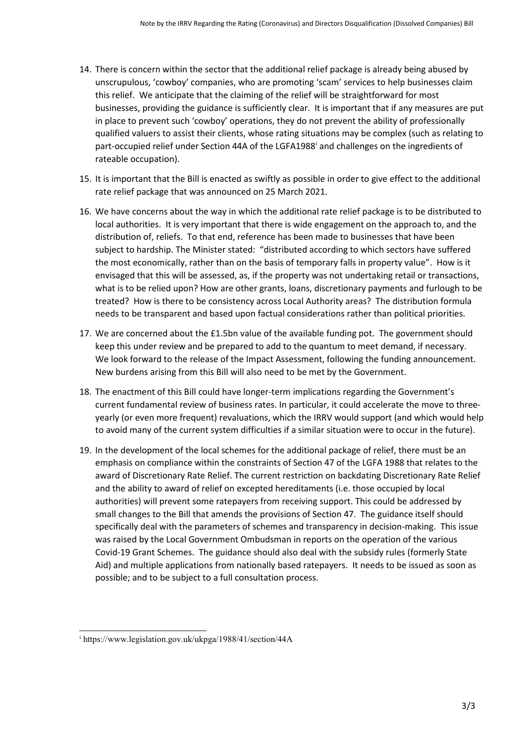14. There is concern within the sector that the additional relief package is already being abused by unscrupulous, 'cowboy' companies, who are promoting 'scam' services to help businesses claim this relief. We anticipate that the claiming of the relief will be straightforward for most businesses, providing the guidance is sufficiently clear. It is important that if any measures are put in place to prevent such 'cowboy' operations, they do not prevent the ability of professionally qualified valuers to assist their clients, whose rating situations may be complex (such as relating to part-occupied relief under Section 44A of the LGFA1988[i] and challenges on the ingredients of rateable occupation).

15. It is important that the Bill is enacted as swiftly as possible in order to give effect to the additional rate relief package that was announced on 25 March 2021.

16. We have concerns about the way in which the additional rate relief package is to be distributed to local authorities. It is very important that there is wide engagement on the approach to, and the distribution of, reliefs. To that end, reference has been made to businesses that have been subject to hardship. The Minister stated: "distributed according to which sectors have suffered the most economically, rather than on the basis of temporary falls in property value". How is it envisaged that this will be assessed, as, if the property was not undertaking retail or transactions, what is to be relied upon? How are other grants, loans, discretionary payments and furlough to be treated? How is there to be consistency across Local Authority areas? The distribution formula needs to be transparent and based upon factual considerations rather than political priorities.

17. We are concerned about the £1.5bn value of the available funding pot. The government should keep this under review and be prepared to add to the quantum to meet demand, if necessary. We look forward to the release of the Impact Assessment, following the funding announcement. New burdens arising from this Bill will also need to be met by the Government.

18. The enactment of this Bill could have longer-term implications regarding the Government's current fundamental review of business rates. In particular, it could accelerate the move to three-yearly (or even more frequent) revaluations, which the IRRV would support (and which would help to avoid many of the current system difficulties if a similar situation were to occur in the future).

19. In the development of the local schemes for the additional package of relief, there must be an emphasis on compliance within the constraints of Section 47 of the LGFA 1988 that relates to the award of Discretionary Rate Relief. The current restriction on backdating Discretionary Rate Relief and the ability to award of relief on excepted hereditaments (i.e. those occupied by local authorities) will prevent some ratepayers from receiving support. This could be addressed by small changes to the Bill that amends the provisions of Section 47. The guidance itself should specifically deal with the parameters of schemes and transparency in decision-making. This issue was raised by the Local Government Ombudsman in reports on the operation of the various Covid-19 Grant Schemes. The guidance should also deal with the subsidy rules (formerly State Aid) and multiple applications from nationally based ratepayers. It needs to be issued as soon as possible; and to be subject to a full consultation process.

---

[i] https://www.legislation.gov.uk/ukpga/1988/41/section/44A